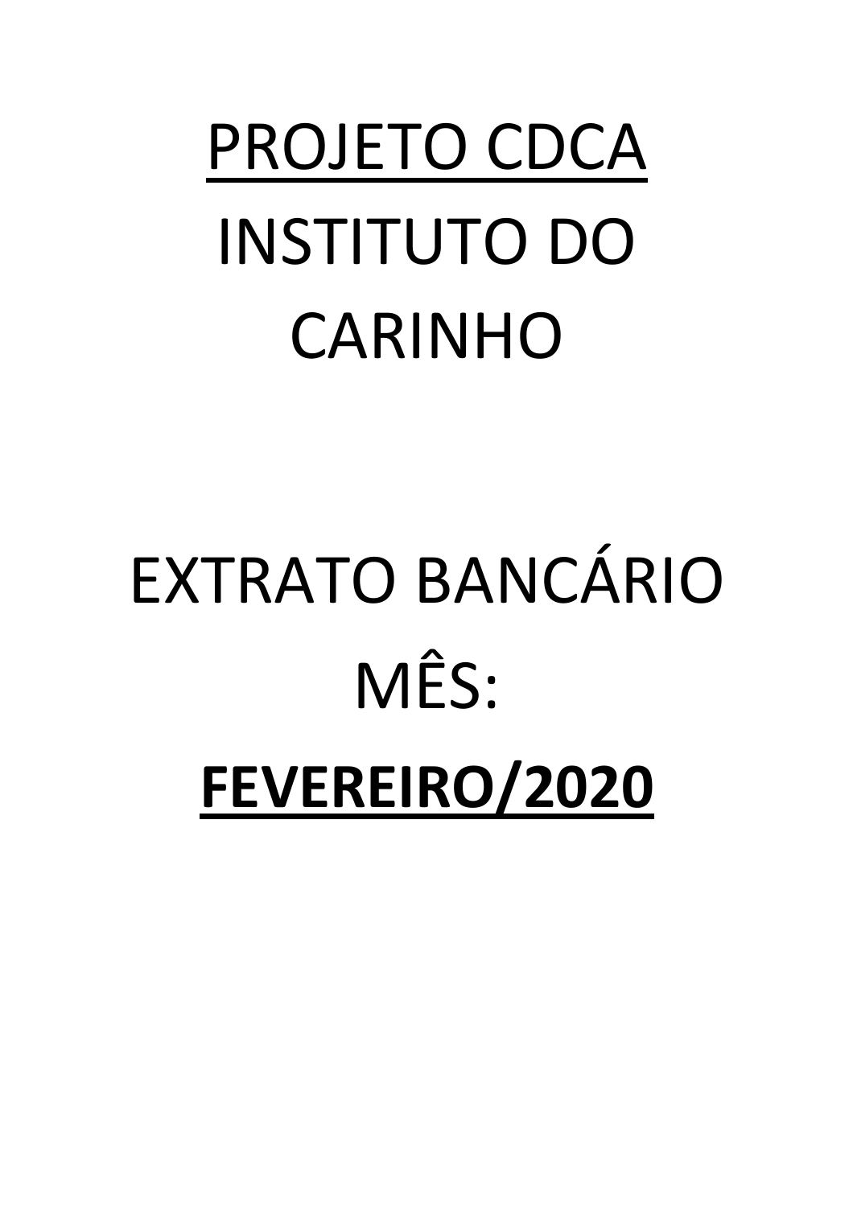# PROJETO CDCA INSTITUTO DO CARINHO

EXTRATO BANCÁRIO

MÊS:

**FEVEREIRO/2020**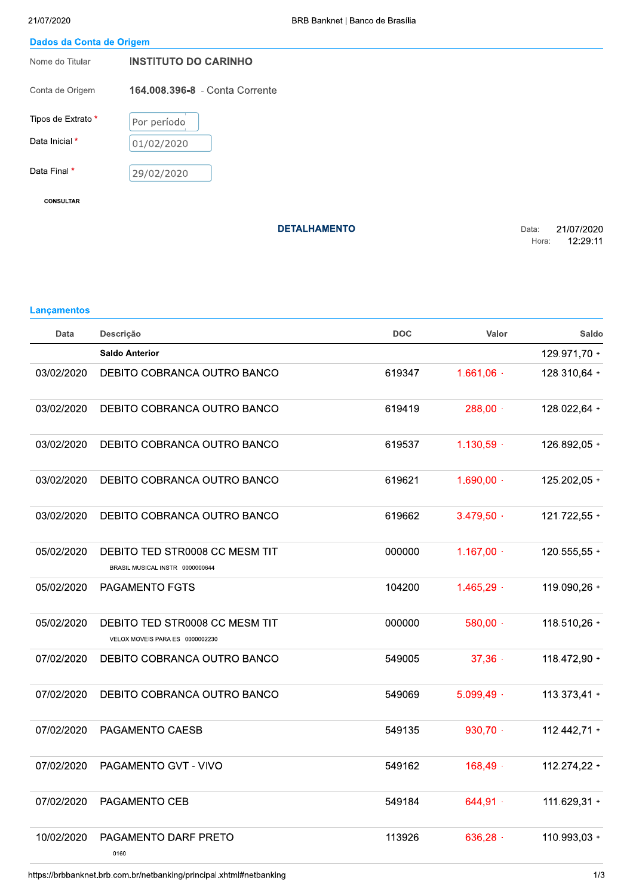## Dados da Conta de Origem

| | |
|---|---|
| Nome do Titular | **INSTITUTO DO CARINHO** |
| Conta de Origem | **164.008.396-8** - Conta Corrente |
| Tipos de Extrato * | Por período |
| Data Inicial * | 01/02/2020 |
| Data Final * | 29/02/2020 |

CONSULTAR

### DETALHAMENTO

Data: 21/07/2020
Hora: 12:29:11

## Lançamentos

| Data | Descrição | DOC | Valor | Saldo |
|---|---|---|---|---|
| | **Saldo Anterior** | | | 129.971,70 + |
| 03/02/2020 | DEBITO COBRANCA OUTRO BANCO | 619347 | 1.661,06 - | 128.310,64 + |
| 03/02/2020 | DEBITO COBRANCA OUTRO BANCO | 619419 | 288,00 - | 128.022,64 + |
| 03/02/2020 | DEBITO COBRANCA OUTRO BANCO | 619537 | 1.130,59 - | 126.892,05 + |
| 03/02/2020 | DEBITO COBRANCA OUTRO BANCO | 619621 | 1.690,00 - | 125.202,05 + |
| 03/02/2020 | DEBITO COBRANCA OUTRO BANCO | 619662 | 3.479,50 - | 121.722,55 + |
| 05/02/2020 | DEBITO TED STR0008 CC MESM TIT<br>BRASIL MUSICAL INSTR 0000000644 | 000000 | 1.167,00 - | 120.555,55 + |
| 05/02/2020 | PAGAMENTO FGTS | 104200 | 1.465,29 - | 119.090,26 + |
| 05/02/2020 | DEBITO TED STR0008 CC MESM TIT<br>VELOX MOVEIS PARA ES 0000002230 | 000000 | 580,00 - | 118.510,26 + |
| 07/02/2020 | DEBITO COBRANCA OUTRO BANCO | 549005 | 37,36 - | 118.472,90 + |
| 07/02/2020 | DEBITO COBRANCA OUTRO BANCO | 549069 | 5.099,49 - | 113.373,41 + |
| 07/02/2020 | PAGAMENTO CAESB | 549135 | 930,70 - | 112.442,71 + |
| 07/02/2020 | PAGAMENTO GVT - VIVO | 549162 | 168,49 - | 112.274,22 + |
| 07/02/2020 | PAGAMENTO CEB | 549184 | 644,91 - | 111.629,31 + |
| 10/02/2020 | PAGAMENTO DARF PRETO<br>0160 | 113926 | 636,28 - | 110.993,03 + |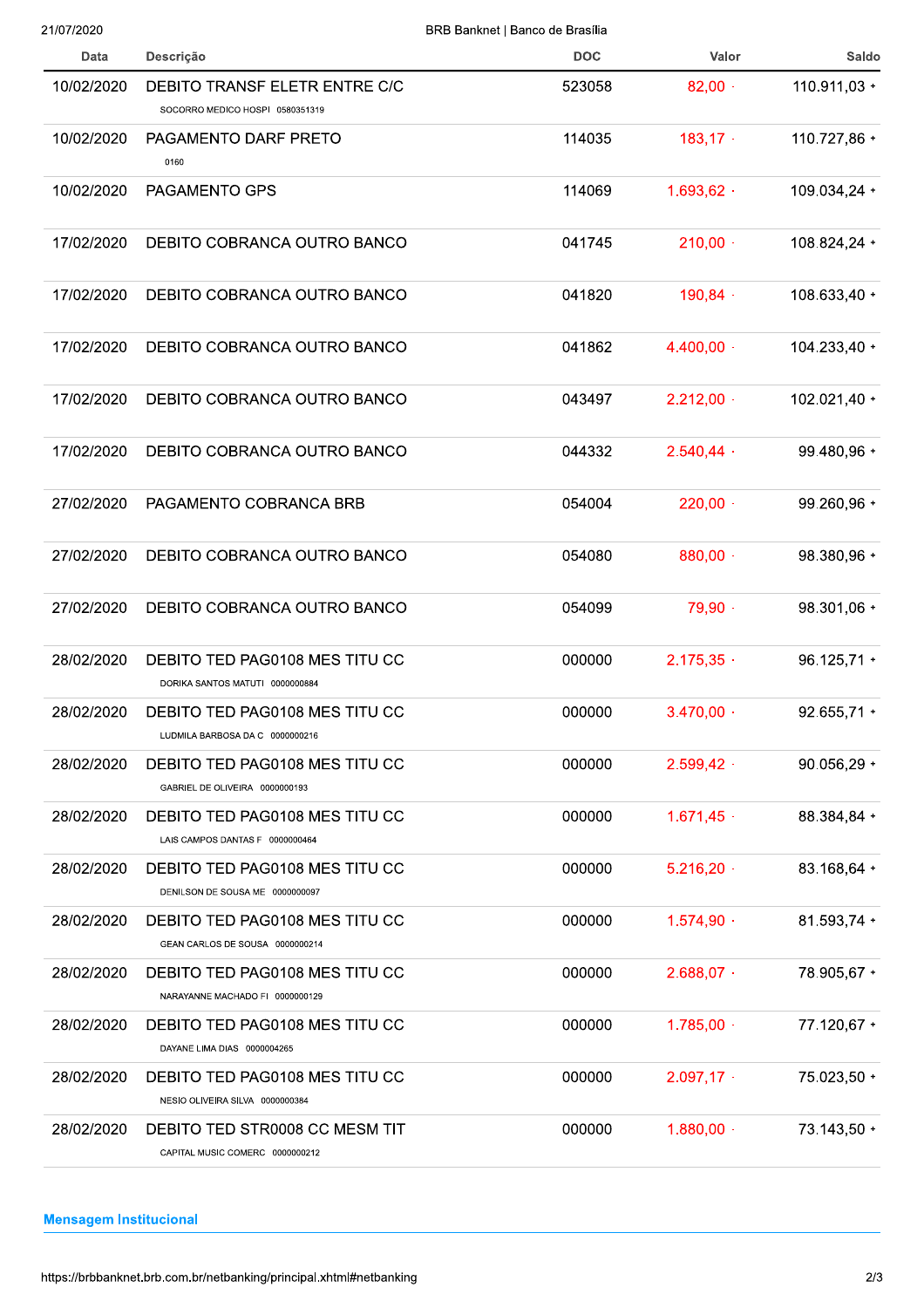| Data | Descrição | DOC | Valor | Saldo |
|---|---|---|---|---|
| 10/02/2020 | DEBITO TRANSF ELETR ENTRE C/C<br>SOCORRO MEDICO HOSPI 0580351319 | 523058 | 82,00 - | 110.911,03 + |
| 10/02/2020 | PAGAMENTO DARF PRETO<br>0160 | 114035 | 183,17 - | 110.727,86 + |
| 10/02/2020 | PAGAMENTO GPS | 114069 | 1.693,62 - | 109.034,24 + |
| 17/02/2020 | DEBITO COBRANCA OUTRO BANCO | 041745 | 210,00 - | 108.824,24 + |
| 17/02/2020 | DEBITO COBRANCA OUTRO BANCO | 041820 | 190,84 - | 108.633,40 + |
| 17/02/2020 | DEBITO COBRANCA OUTRO BANCO | 041862 | 4.400,00 - | 104.233,40 + |
| 17/02/2020 | DEBITO COBRANCA OUTRO BANCO | 043497 | 2.212,00 - | 102.021,40 + |
| 17/02/2020 | DEBITO COBRANCA OUTRO BANCO | 044332 | 2.540,44 - | 99.480,96 + |
| 27/02/2020 | PAGAMENTO COBRANCA BRB | 054004 | 220,00 - | 99.260,96 + |
| 27/02/2020 | DEBITO COBRANCA OUTRO BANCO | 054080 | 880,00 - | 98.380,96 + |
| 27/02/2020 | DEBITO COBRANCA OUTRO BANCO | 054099 | 79,90 - | 98.301,06 + |
| 28/02/2020 | DEBITO TED PAG0108 MES TITU CC<br>DORIKA SANTOS MATUTI 0000000884 | 000000 | 2.175,35 - | 96.125,71 + |
| 28/02/2020 | DEBITO TED PAG0108 MES TITU CC<br>LUDMILA BARBOSA DA C 0000000216 | 000000 | 3.470,00 - | 92.655,71 + |
| 28/02/2020 | DEBITO TED PAG0108 MES TITU CC<br>GABRIEL DE OLIVEIRA 0000000193 | 000000 | 2.599,42 - | 90.056,29 + |
| 28/02/2020 | DEBITO TED PAG0108 MES TITU CC<br>LAIS CAMPOS DANTAS F 0000000464 | 000000 | 1.671,45 - | 88.384,84 + |
| 28/02/2020 | DEBITO TED PAG0108 MES TITU CC<br>DENILSON DE SOUSA ME 0000000097 | 000000 | 5.216,20 - | 83.168,64 + |
| 28/02/2020 | DEBITO TED PAG0108 MES TITU CC<br>GEAN CARLOS DE SOUSA 0000000214 | 000000 | 1.574,90 - | 81.593,74 + |
| 28/02/2020 | DEBITO TED PAG0108 MES TITU CC<br>NARAYANNE MACHADO FI 0000000129 | 000000 | 2.688,07 - | 78.905,67 + |
| 28/02/2020 | DEBITO TED PAG0108 MES TITU CC<br>DAYANE LIMA DIAS 0000004265 | 000000 | 1.785,00 - | 77.120,67 + |
| 28/02/2020 | DEBITO TED PAG0108 MES TITU CC<br>NESIO OLIVEIRA SILVA 0000000384 | 000000 | 2.097,17 - | 75.023,50 + |
| 28/02/2020 | DEBITO TED STR0008 CC MESM TIT<br>CAPITAL MUSIC COMERC 0000000212 | 000000 | 1.880,00 - | 73.143,50 + |

**Mensagem Institucional**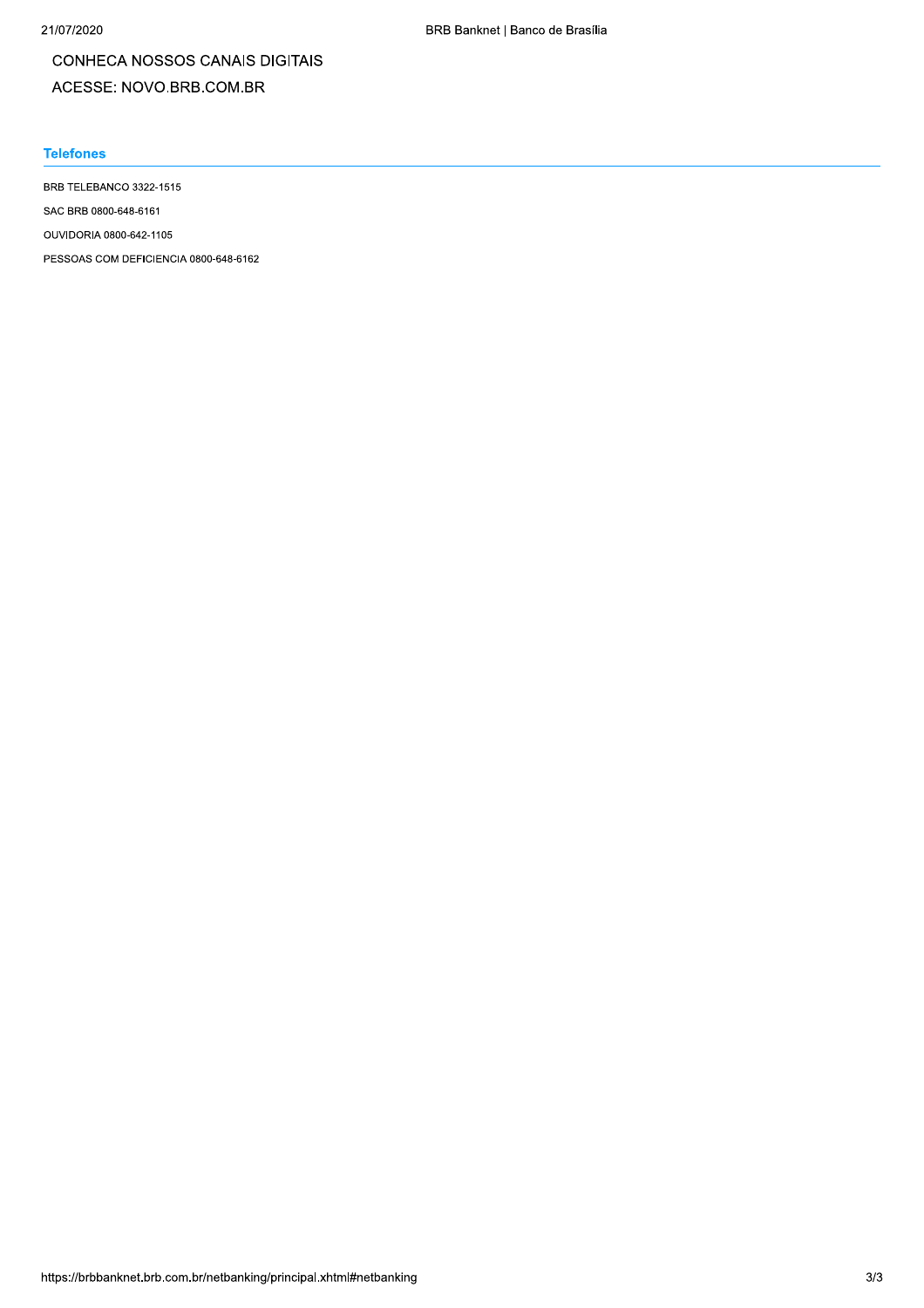CONHECA NOSSOS CANAIS DIGITAIS

ACESSE: NOVO.BRB.COM.BR

## Telefones

BRB TELEBANCO 3322-1515

SAC BRB 0800-648-6161

OUVIDORIA 0800-642-1105

PESSOAS COM DEFICIENCIA 0800-648-6162